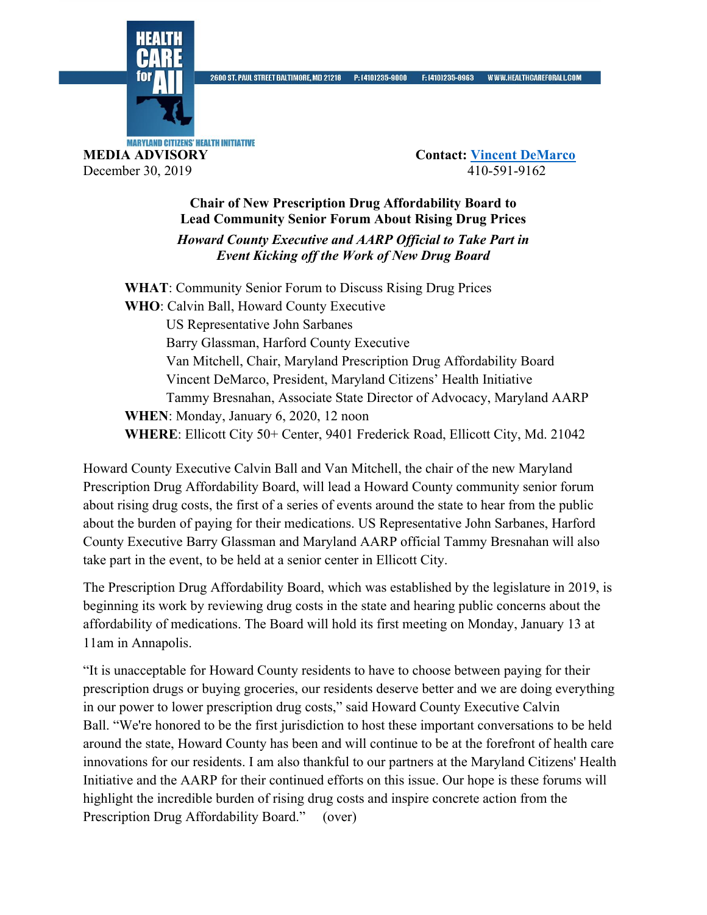HEALTH CARE for All

MARYLAND CITIZENS' HEALTH INITIATIVE

2600 ST. PAUL STREET BALTIMORE, MD 21218 P: (410)235-9000 F: (410)235-8963 WWW.HEALTHCAREFORALL.COM

**MEDIA ADVISORY**
December 30, 2019

**Contact:** Vincent DeMarco
410-591-9162

**Chair of New Prescription Drug Affordability Board to Lead Community Senior Forum About Rising Drug Prices**

***Howard County Executive and AARP Official to Take Part in Event Kicking off the Work of New Drug Board***

**WHAT**: Community Senior Forum to Discuss Rising Drug Prices
**WHO**: Calvin Ball, Howard County Executive
US Representative John Sarbanes
Barry Glassman, Harford County Executive
Van Mitchell, Chair, Maryland Prescription Drug Affordability Board
Vincent DeMarco, President, Maryland Citizens' Health Initiative
Tammy Bresnahan, Associate State Director of Advocacy, Maryland AARP
**WHEN**: Monday, January 6, 2020, 12 noon
**WHERE**: Ellicott City 50+ Center, 9401 Frederick Road, Ellicott City, Md. 21042

Howard County Executive Calvin Ball and Van Mitchell, the chair of the new Maryland Prescription Drug Affordability Board, will lead a Howard County community senior forum about rising drug costs, the first of a series of events around the state to hear from the public about the burden of paying for their medications. US Representative John Sarbanes, Harford County Executive Barry Glassman and Maryland AARP official Tammy Bresnahan will also take part in the event, to be held at a senior center in Ellicott City.

The Prescription Drug Affordability Board, which was established by the legislature in 2019, is beginning its work by reviewing drug costs in the state and hearing public concerns about the affordability of medications. The Board will hold its first meeting on Monday, January 13 at 11am in Annapolis.

"It is unacceptable for Howard County residents to have to choose between paying for their prescription drugs or buying groceries, our residents deserve better and we are doing everything in our power to lower prescription drug costs," said Howard County Executive Calvin Ball. "We're honored to be the first jurisdiction to host these important conversations to be held around the state, Howard County has been and will continue to be at the forefront of health care innovations for our residents. I am also thankful to our partners at the Maryland Citizens' Health Initiative and the AARP for their continued efforts on this issue. Our hope is these forums will highlight the incredible burden of rising drug costs and inspire concrete action from the Prescription Drug Affordability Board." (over)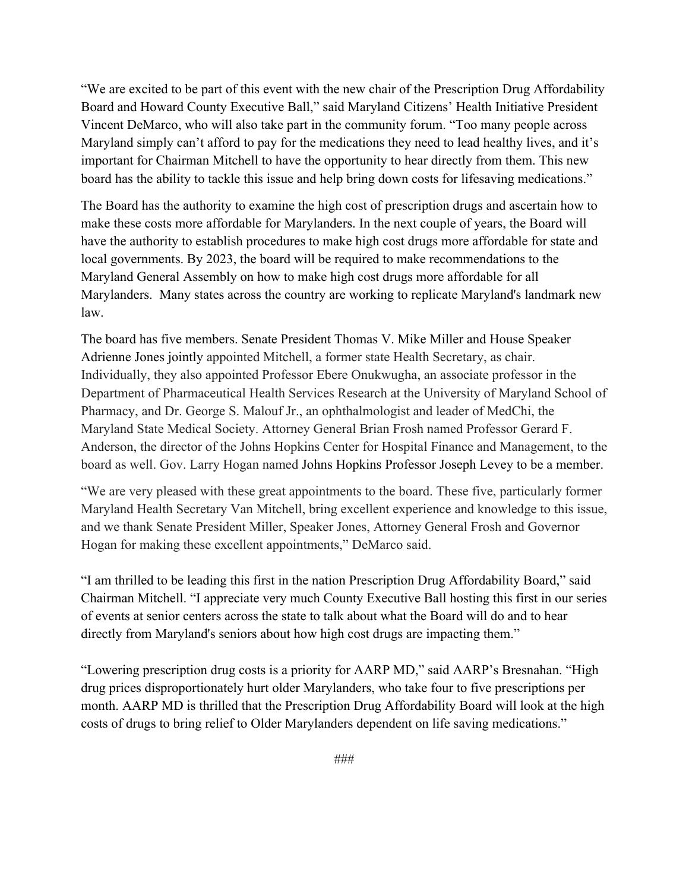"We are excited to be part of this event with the new chair of the Prescription Drug Affordability Board and Howard County Executive Ball," said Maryland Citizens' Health Initiative President Vincent DeMarco, who will also take part in the community forum. "Too many people across Maryland simply can't afford to pay for the medications they need to lead healthy lives, and it's important for Chairman Mitchell to have the opportunity to hear directly from them. This new board has the ability to tackle this issue and help bring down costs for lifesaving medications."

The Board has the authority to examine the high cost of prescription drugs and ascertain how to make these costs more affordable for Marylanders. In the next couple of years, the Board will have the authority to establish procedures to make high cost drugs more affordable for state and local governments. By 2023, the board will be required to make recommendations to the Maryland General Assembly on how to make high cost drugs more affordable for all Marylanders. Many states across the country are working to replicate Maryland's landmark new law.

The board has five members. Senate President Thomas V. Mike Miller and House Speaker Adrienne Jones jointly appointed Mitchell, a former state Health Secretary, as chair. Individually, they also appointed Professor Ebere Onukwugha, an associate professor in the Department of Pharmaceutical Health Services Research at the University of Maryland School of Pharmacy, and Dr. George S. Malouf Jr., an ophthalmologist and leader of MedChi, the Maryland State Medical Society. Attorney General Brian Frosh named Professor Gerard F. Anderson, the director of the Johns Hopkins Center for Hospital Finance and Management, to the board as well. Gov. Larry Hogan named Johns Hopkins Professor Joseph Levey to be a member.

"We are very pleased with these great appointments to the board. These five, particularly former Maryland Health Secretary Van Mitchell, bring excellent experience and knowledge to this issue, and we thank Senate President Miller, Speaker Jones, Attorney General Frosh and Governor Hogan for making these excellent appointments," DeMarco said.

"I am thrilled to be leading this first in the nation Prescription Drug Affordability Board," said Chairman Mitchell. "I appreciate very much County Executive Ball hosting this first in our series of events at senior centers across the state to talk about what the Board will do and to hear directly from Maryland's seniors about how high cost drugs are impacting them."

"Lowering prescription drug costs is a priority for AARP MD," said AARP's Bresnahan. "High drug prices disproportionately hurt older Marylanders, who take four to five prescriptions per month. AARP MD is thrilled that the Prescription Drug Affordability Board will look at the high costs of drugs to bring relief to Older Marylanders dependent on life saving medications."

###